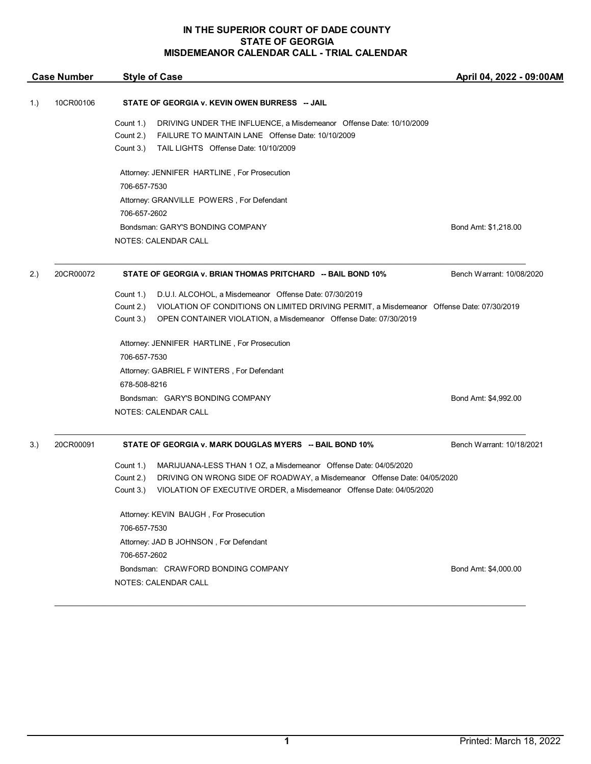# IN THE SUPERIOR COURT OF DADE COUNTY
# STATE OF GEORGIA
# MISDEMEANOR CALENDAR CALL - TRIAL CALENDAR

| Case Number | Style of Case | April 04, 2022 - 09:00AM |
|---|---|---|

**1.) 10CR00106** — **STATE OF GEORGIA v. KEVIN OWEN BURRESS -- JAIL**

Count 1.) DRIVING UNDER THE INFLUENCE, a Misdemeanor Offense Date: 10/10/2009
Count 2.) FAILURE TO MAINTAIN LANE Offense Date: 10/10/2009
Count 3.) TAIL LIGHTS Offense Date: 10/10/2009

Attorney: JENNIFER HARTLINE , For Prosecution
706-657-7530
Attorney: GRANVILLE POWERS , For Defendant
706-657-2602
Bondsman: GARY'S BONDING COMPANY — Bond Amt: $1,218.00
NOTES: CALENDAR CALL

---

**2.) 20CR00072** — **STATE OF GEORGIA v. BRIAN THOMAS PRITCHARD -- BAIL BOND 10%** — Bench Warrant: 10/08/2020

Count 1.) D.U.I. ALCOHOL, a Misdemeanor Offense Date: 07/30/2019
Count 2.) VIOLATION OF CONDITIONS ON LIMITED DRIVING PERMIT, a Misdemeanor Offense Date: 07/30/2019
Count 3.) OPEN CONTAINER VIOLATION, a Misdemeanor Offense Date: 07/30/2019

Attorney: JENNIFER HARTLINE , For Prosecution
706-657-7530
Attorney: GABRIEL F WINTERS , For Defendant
678-508-8216
Bondsman: GARY'S BONDING COMPANY — Bond Amt: $4,992.00
NOTES: CALENDAR CALL

---

**3.) 20CR00091** — **STATE OF GEORGIA v. MARK DOUGLAS MYERS -- BAIL BOND 10%** — Bench Warrant: 10/18/2021

Count 1.) MARIJUANA-LESS THAN 1 OZ, a Misdemeanor Offense Date: 04/05/2020
Count 2.) DRIVING ON WRONG SIDE OF ROADWAY, a Misdemeanor Offense Date: 04/05/2020
Count 3.) VIOLATION OF EXECUTIVE ORDER, a Misdemeanor Offense Date: 04/05/2020

Attorney: KEVIN BAUGH , For Prosecution
706-657-7530
Attorney: JAD B JOHNSON , For Defendant
706-657-2602
Bondsman: CRAWFORD BONDING COMPANY — Bond Amt: $4,000.00
NOTES: CALENDAR CALL

---

Printed: March 18, 2022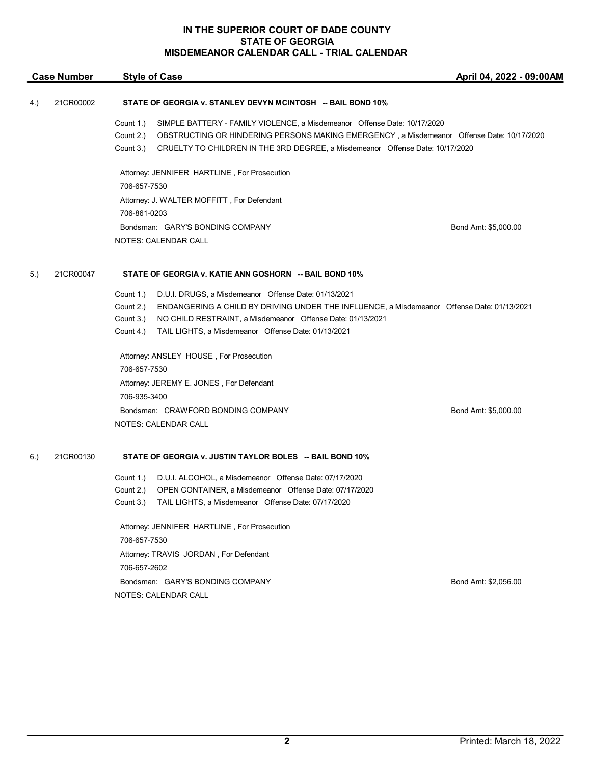**IN THE SUPERIOR COURT OF DADE COUNTY**
**STATE OF GEORGIA**
**MISDEMEANOR CALENDAR CALL - TRIAL CALENDAR**

| Case Number | Style of Case | April 04, 2022 - 09:00AM |
|---|---|---|

4.) 21CR00002 **STATE OF GEORGIA v. STANLEY DEVYN MCINTOSH -- BAIL BOND 10%**

Count 1.) SIMPLE BATTERY - FAMILY VIOLENCE, a Misdemeanor Offense Date: 10/17/2020
Count 2.) OBSTRUCTING OR HINDERING PERSONS MAKING EMERGENCY , a Misdemeanor Offense Date: 10/17/2020
Count 3.) CRUELTY TO CHILDREN IN THE 3RD DEGREE, a Misdemeanor Offense Date: 10/17/2020

Attorney: JENNIFER HARTLINE , For Prosecution
706-657-7530
Attorney: J. WALTER MOFFITT , For Defendant
706-861-0203
Bondsman: GARY'S BONDING COMPANY Bond Amt: $5,000.00
NOTES: CALENDAR CALL

---

5.) 21CR00047 **STATE OF GEORGIA v. KATIE ANN GOSHORN -- BAIL BOND 10%**

Count 1.) D.U.I. DRUGS, a Misdemeanor Offense Date: 01/13/2021
Count 2.) ENDANGERING A CHILD BY DRIVING UNDER THE INFLUENCE, a Misdemeanor Offense Date: 01/13/2021
Count 3.) NO CHILD RESTRAINT, a Misdemeanor Offense Date: 01/13/2021
Count 4.) TAIL LIGHTS, a Misdemeanor Offense Date: 01/13/2021

Attorney: ANSLEY HOUSE , For Prosecution
706-657-7530
Attorney: JEREMY E. JONES , For Defendant
706-935-3400
Bondsman: CRAWFORD BONDING COMPANY Bond Amt: $5,000.00
NOTES: CALENDAR CALL

---

6.) 21CR00130 **STATE OF GEORGIA v. JUSTIN TAYLOR BOLES -- BAIL BOND 10%**

Count 1.) D.U.I. ALCOHOL, a Misdemeanor Offense Date: 07/17/2020
Count 2.) OPEN CONTAINER, a Misdemeanor Offense Date: 07/17/2020
Count 3.) TAIL LIGHTS, a Misdemeanor Offense Date: 07/17/2020

Attorney: JENNIFER HARTLINE , For Prosecution
706-657-7530
Attorney: TRAVIS JORDAN , For Defendant
706-657-2602
Bondsman: GARY'S BONDING COMPANY Bond Amt: $2,056.00
NOTES: CALENDAR CALL

---

Printed: March 18, 2022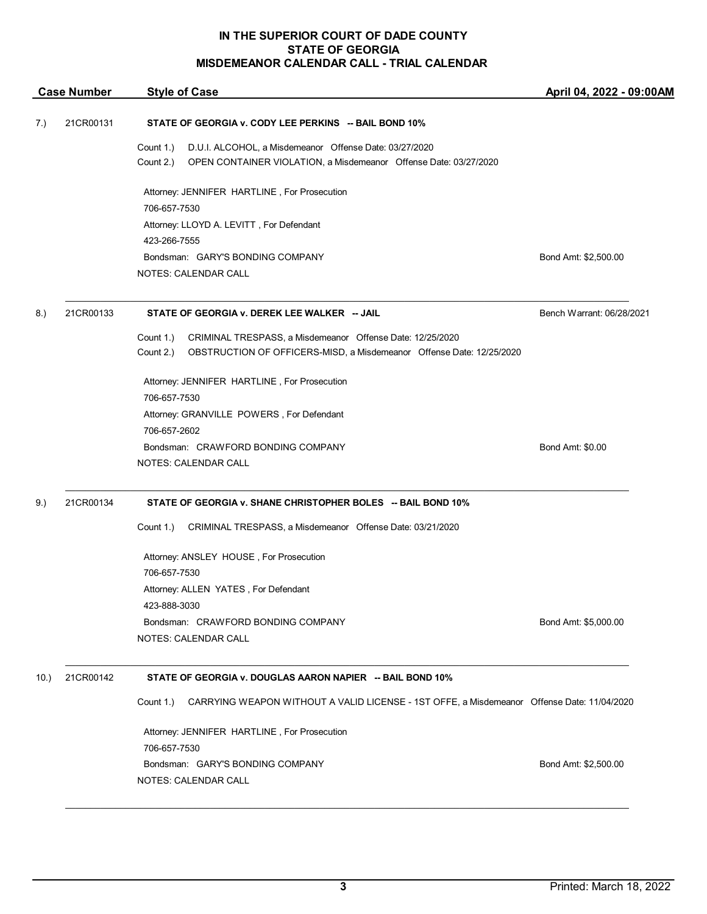**IN THE SUPERIOR COURT OF DADE COUNTY**
**STATE OF GEORGIA**
**MISDEMEANOR CALENDAR CALL - TRIAL CALENDAR**

| Case Number | Style of Case | April 04, 2022 - 09:00AM |
|---|---|---|

**7.) 21CR00131 — STATE OF GEORGIA v. CODY LEE PERKINS -- BAIL BOND 10%**

Count 1.) D.U.I. ALCOHOL, a Misdemeanor Offense Date: 03/27/2020
Count 2.) OPEN CONTAINER VIOLATION, a Misdemeanor Offense Date: 03/27/2020

Attorney: JENNIFER HARTLINE , For Prosecution
706-657-7530
Attorney: LLOYD A. LEVITT , For Defendant
423-266-7555
Bondsman: GARY'S BONDING COMPANY — Bond Amt: $2,500.00
NOTES: CALENDAR CALL

---

**8.) 21CR00133 — STATE OF GEORGIA v. DEREK LEE WALKER -- JAIL** — Bench Warrant: 06/28/2021

Count 1.) CRIMINAL TRESPASS, a Misdemeanor Offense Date: 12/25/2020
Count 2.) OBSTRUCTION OF OFFICERS-MISD, a Misdemeanor Offense Date: 12/25/2020

Attorney: JENNIFER HARTLINE , For Prosecution
706-657-7530
Attorney: GRANVILLE POWERS , For Defendant
706-657-2602
Bondsman: CRAWFORD BONDING COMPANY — Bond Amt: $0.00
NOTES: CALENDAR CALL

---

**9.) 21CR00134 — STATE OF GEORGIA v. SHANE CHRISTOPHER BOLES -- BAIL BOND 10%**

Count 1.) CRIMINAL TRESPASS, a Misdemeanor Offense Date: 03/21/2020

Attorney: ANSLEY HOUSE , For Prosecution
706-657-7530
Attorney: ALLEN YATES , For Defendant
423-888-3030
Bondsman: CRAWFORD BONDING COMPANY — Bond Amt: $5,000.00
NOTES: CALENDAR CALL

---

**10.) 21CR00142 — STATE OF GEORGIA v. DOUGLAS AARON NAPIER -- BAIL BOND 10%**

Count 1.) CARRYING WEAPON WITHOUT A VALID LICENSE - 1ST OFFE, a Misdemeanor Offense Date: 11/04/2020

Attorney: JENNIFER HARTLINE , For Prosecution
706-657-7530
Bondsman: GARY'S BONDING COMPANY — Bond Amt: $2,500.00
NOTES: CALENDAR CALL

---

Printed: March 18, 2022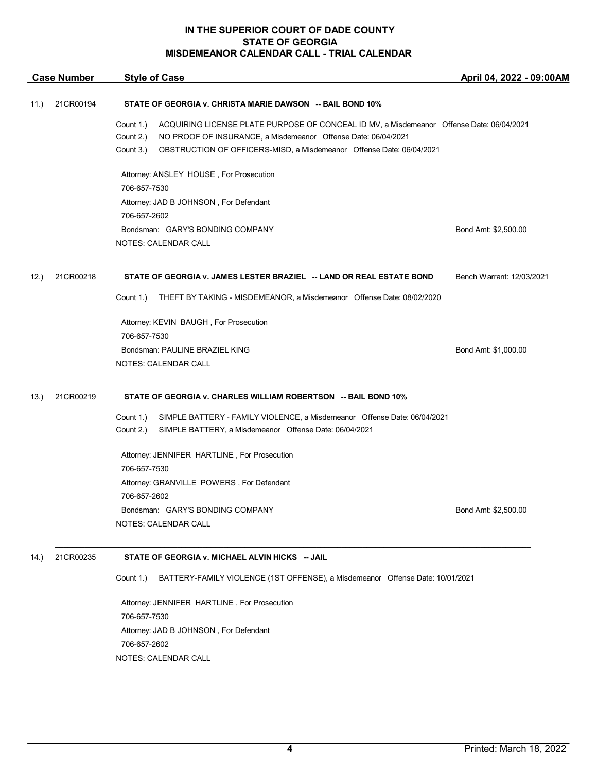# IN THE SUPERIOR COURT OF DADE COUNTY
# STATE OF GEORGIA
# MISDEMEANOR CALENDAR CALL - TRIAL CALENDAR

| Case Number | Style of Case | April 04, 2022 - 09:00AM |
|---|---|---|

---

**11.) 21CR00194** — **STATE OF GEORGIA v. CHRISTA MARIE DAWSON -- BAIL BOND 10%**

Count 1.) ACQUIRING LICENSE PLATE PURPOSE OF CONCEAL ID MV, a Misdemeanor Offense Date: 06/04/2021
Count 2.) NO PROOF OF INSURANCE, a Misdemeanor Offense Date: 06/04/2021
Count 3.) OBSTRUCTION OF OFFICERS-MISD, a Misdemeanor Offense Date: 06/04/2021

Attorney: ANSLEY HOUSE , For Prosecution
706-657-7530
Attorney: JAD B JOHNSON , For Defendant
706-657-2602
Bondsman: GARY'S BONDING COMPANY — Bond Amt: $2,500.00
NOTES: CALENDAR CALL

---

**12.) 21CR00218** — **STATE OF GEORGIA v. JAMES LESTER BRAZIEL -- LAND OR REAL ESTATE BOND** — Bench Warrant: 12/03/2021

Count 1.) THEFT BY TAKING - MISDEMEANOR, a Misdemeanor Offense Date: 08/02/2020

Attorney: KEVIN BAUGH , For Prosecution
706-657-7530
Bondsman: PAULINE BRAZIEL KING — Bond Amt: $1,000.00
NOTES: CALENDAR CALL

---

**13.) 21CR00219** — **STATE OF GEORGIA v. CHARLES WILLIAM ROBERTSON -- BAIL BOND 10%**

Count 1.) SIMPLE BATTERY - FAMILY VIOLENCE, a Misdemeanor Offense Date: 06/04/2021
Count 2.) SIMPLE BATTERY, a Misdemeanor Offense Date: 06/04/2021

Attorney: JENNIFER HARTLINE , For Prosecution
706-657-7530
Attorney: GRANVILLE POWERS , For Defendant
706-657-2602
Bondsman: GARY'S BONDING COMPANY — Bond Amt: $2,500.00
NOTES: CALENDAR CALL

---

**14.) 21CR00235** — **STATE OF GEORGIA v. MICHAEL ALVIN HICKS -- JAIL**

Count 1.) BATTERY-FAMILY VIOLENCE (1ST OFFENSE), a Misdemeanor Offense Date: 10/01/2021

Attorney: JENNIFER HARTLINE , For Prosecution
706-657-7530
Attorney: JAD B JOHNSON , For Defendant
706-657-2602
NOTES: CALENDAR CALL

---

Printed: March 18, 2022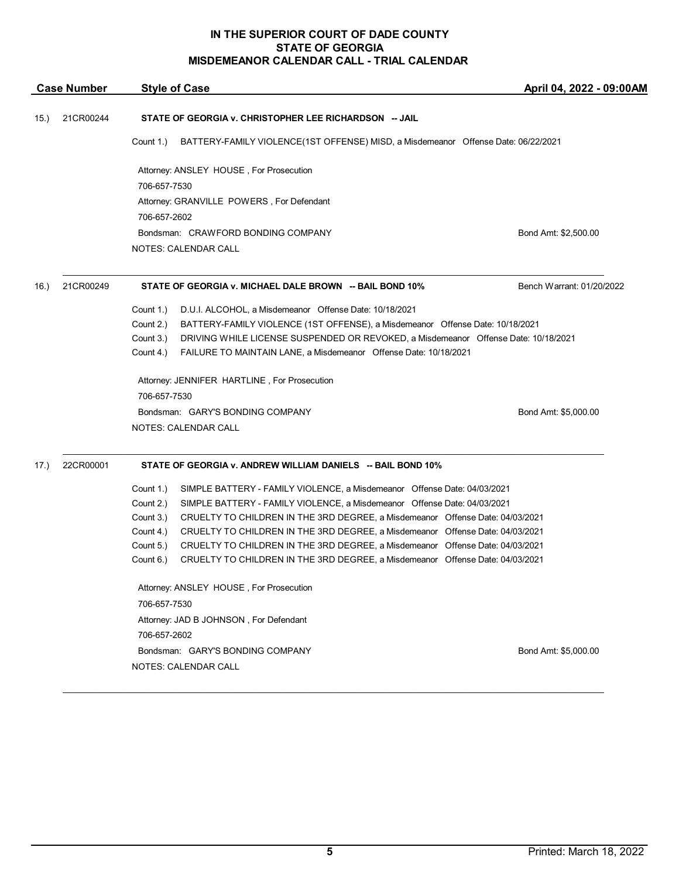# IN THE SUPERIOR COURT OF DADE COUNTY
# STATE OF GEORGIA
# MISDEMEANOR CALENDAR CALL - TRIAL CALENDAR

| Case Number | Style of Case | April 04, 2022 - 09:00AM |
|---|---|---|

**15.) 21CR00244 — STATE OF GEORGIA v. CHRISTOPHER LEE RICHARDSON -- JAIL**

Count 1.) BATTERY-FAMILY VIOLENCE(1ST OFFENSE) MISD, a Misdemeanor Offense Date: 06/22/2021

Attorney: ANSLEY HOUSE , For Prosecution
706-657-7530
Attorney: GRANVILLE POWERS , For Defendant
706-657-2602
Bondsman: CRAWFORD BONDING COMPANY — Bond Amt: $2,500.00
NOTES: CALENDAR CALL

---

**16.) 21CR00249 — STATE OF GEORGIA v. MICHAEL DALE BROWN -- BAIL BOND 10%** — Bench Warrant: 01/20/2022

Count 1.) D.U.I. ALCOHOL, a Misdemeanor Offense Date: 10/18/2021
Count 2.) BATTERY-FAMILY VIOLENCE (1ST OFFENSE), a Misdemeanor Offense Date: 10/18/2021
Count 3.) DRIVING WHILE LICENSE SUSPENDED OR REVOKED, a Misdemeanor Offense Date: 10/18/2021
Count 4.) FAILURE TO MAINTAIN LANE, a Misdemeanor Offense Date: 10/18/2021

Attorney: JENNIFER HARTLINE , For Prosecution
706-657-7530
Bondsman: GARY'S BONDING COMPANY — Bond Amt: $5,000.00
NOTES: CALENDAR CALL

---

**17.) 22CR00001 — STATE OF GEORGIA v. ANDREW WILLIAM DANIELS -- BAIL BOND 10%**

Count 1.) SIMPLE BATTERY - FAMILY VIOLENCE, a Misdemeanor Offense Date: 04/03/2021
Count 2.) SIMPLE BATTERY - FAMILY VIOLENCE, a Misdemeanor Offense Date: 04/03/2021
Count 3.) CRUELTY TO CHILDREN IN THE 3RD DEGREE, a Misdemeanor Offense Date: 04/03/2021
Count 4.) CRUELTY TO CHILDREN IN THE 3RD DEGREE, a Misdemeanor Offense Date: 04/03/2021
Count 5.) CRUELTY TO CHILDREN IN THE 3RD DEGREE, a Misdemeanor Offense Date: 04/03/2021
Count 6.) CRUELTY TO CHILDREN IN THE 3RD DEGREE, a Misdemeanor Offense Date: 04/03/2021

Attorney: ANSLEY HOUSE , For Prosecution
706-657-7530
Attorney: JAD B JOHNSON , For Defendant
706-657-2602
Bondsman: GARY'S BONDING COMPANY — Bond Amt: $5,000.00
NOTES: CALENDAR CALL

---

Printed: March 18, 2022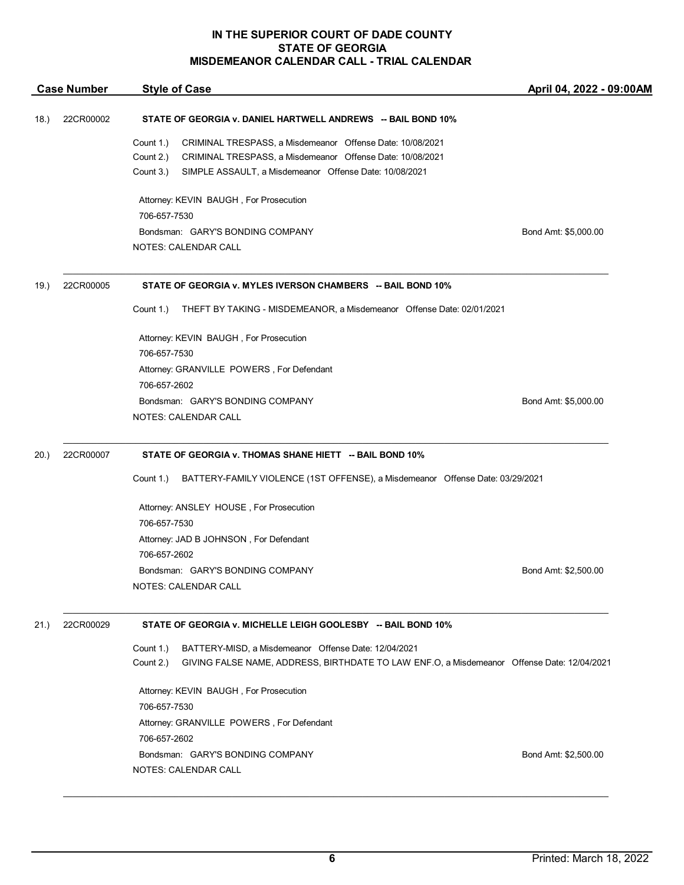**IN THE SUPERIOR COURT OF DADE COUNTY**
**STATE OF GEORGIA**
**MISDEMEANOR CALENDAR CALL - TRIAL CALENDAR**

| Case Number | Style of Case | April 04, 2022 - 09:00AM |
|---|---|---|

18.) 22CR00002 **STATE OF GEORGIA v. DANIEL HARTWELL ANDREWS -- BAIL BOND 10%**

Count 1.) CRIMINAL TRESPASS, a Misdemeanor Offense Date: 10/08/2021
Count 2.) CRIMINAL TRESPASS, a Misdemeanor Offense Date: 10/08/2021
Count 3.) SIMPLE ASSAULT, a Misdemeanor Offense Date: 10/08/2021

Attorney: KEVIN BAUGH , For Prosecution
706-657-7530
Bondsman: GARY'S BONDING COMPANY — Bond Amt: $5,000.00
NOTES: CALENDAR CALL

---

19.) 22CR00005 **STATE OF GEORGIA v. MYLES IVERSON CHAMBERS -- BAIL BOND 10%**

Count 1.) THEFT BY TAKING - MISDEMEANOR, a Misdemeanor Offense Date: 02/01/2021

Attorney: KEVIN BAUGH , For Prosecution
706-657-7530
Attorney: GRANVILLE POWERS , For Defendant
706-657-2602
Bondsman: GARY'S BONDING COMPANY — Bond Amt: $5,000.00
NOTES: CALENDAR CALL

---

20.) 22CR00007 **STATE OF GEORGIA v. THOMAS SHANE HIETT -- BAIL BOND 10%**

Count 1.) BATTERY-FAMILY VIOLENCE (1ST OFFENSE), a Misdemeanor Offense Date: 03/29/2021

Attorney: ANSLEY HOUSE , For Prosecution
706-657-7530
Attorney: JAD B JOHNSON , For Defendant
706-657-2602
Bondsman: GARY'S BONDING COMPANY — Bond Amt: $2,500.00
NOTES: CALENDAR CALL

---

21.) 22CR00029 **STATE OF GEORGIA v. MICHELLE LEIGH GOOLESBY -- BAIL BOND 10%**

Count 1.) BATTERY-MISD, a Misdemeanor Offense Date: 12/04/2021
Count 2.) GIVING FALSE NAME, ADDRESS, BIRTHDATE TO LAW ENF.O, a Misdemeanor Offense Date: 12/04/2021

Attorney: KEVIN BAUGH , For Prosecution
706-657-7530
Attorney: GRANVILLE POWERS , For Defendant
706-657-2602
Bondsman: GARY'S BONDING COMPANY — Bond Amt: $2,500.00
NOTES: CALENDAR CALL

---

Printed: March 18, 2022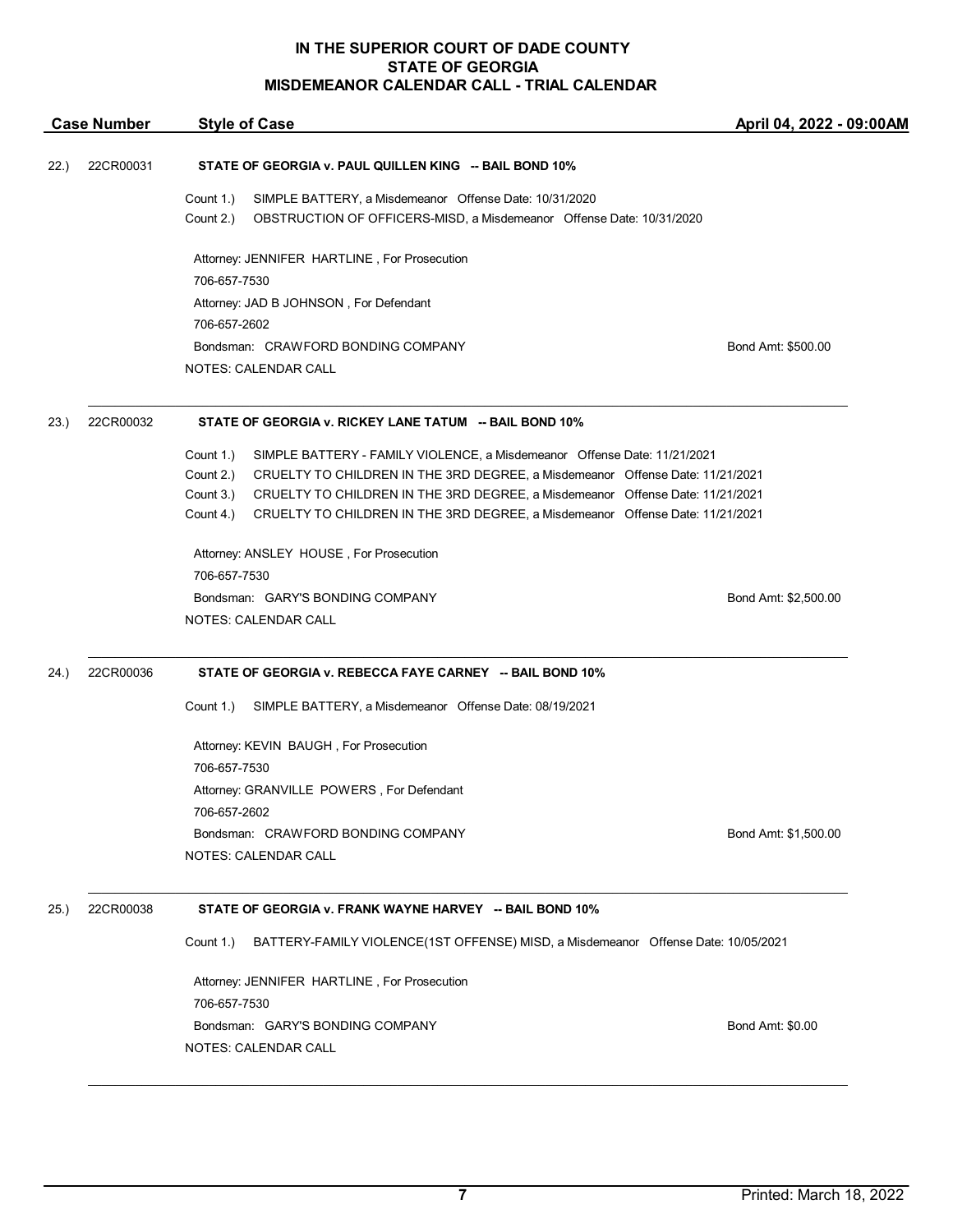# IN THE SUPERIOR COURT OF DADE COUNTY
# STATE OF GEORGIA
# MISDEMEANOR CALENDAR CALL - TRIAL CALENDAR

| Case Number | Style of Case | April 04, 2022 - 09:00AM |
|---|---|---|

22.) 22CR00031 **STATE OF GEORGIA v. PAUL QUILLEN KING -- BAIL BOND 10%**

Count 1.) SIMPLE BATTERY, a Misdemeanor Offense Date: 10/31/2020
Count 2.) OBSTRUCTION OF OFFICERS-MISD, a Misdemeanor Offense Date: 10/31/2020

Attorney: JENNIFER HARTLINE , For Prosecution
706-657-7530
Attorney: JAD B JOHNSON , For Defendant
706-657-2602
Bondsman: CRAWFORD BONDING COMPANY — Bond Amt: $500.00
NOTES: CALENDAR CALL

---

23.) 22CR00032 **STATE OF GEORGIA v. RICKEY LANE TATUM -- BAIL BOND 10%**

Count 1.) SIMPLE BATTERY - FAMILY VIOLENCE, a Misdemeanor Offense Date: 11/21/2021
Count 2.) CRUELTY TO CHILDREN IN THE 3RD DEGREE, a Misdemeanor Offense Date: 11/21/2021
Count 3.) CRUELTY TO CHILDREN IN THE 3RD DEGREE, a Misdemeanor Offense Date: 11/21/2021
Count 4.) CRUELTY TO CHILDREN IN THE 3RD DEGREE, a Misdemeanor Offense Date: 11/21/2021

Attorney: ANSLEY HOUSE , For Prosecution
706-657-7530
Bondsman: GARY'S BONDING COMPANY — Bond Amt: $2,500.00
NOTES: CALENDAR CALL

---

24.) 22CR00036 **STATE OF GEORGIA v. REBECCA FAYE CARNEY -- BAIL BOND 10%**

Count 1.) SIMPLE BATTERY, a Misdemeanor Offense Date: 08/19/2021

Attorney: KEVIN BAUGH , For Prosecution
706-657-7530
Attorney: GRANVILLE POWERS , For Defendant
706-657-2602
Bondsman: CRAWFORD BONDING COMPANY — Bond Amt: $1,500.00
NOTES: CALENDAR CALL

---

25.) 22CR00038 **STATE OF GEORGIA v. FRANK WAYNE HARVEY -- BAIL BOND 10%**

Count 1.) BATTERY-FAMILY VIOLENCE(1ST OFFENSE) MISD, a Misdemeanor Offense Date: 10/05/2021

Attorney: JENNIFER HARTLINE , For Prosecution
706-657-7530
Bondsman: GARY'S BONDING COMPANY — Bond Amt: $0.00
NOTES: CALENDAR CALL

---

Printed: March 18, 2022